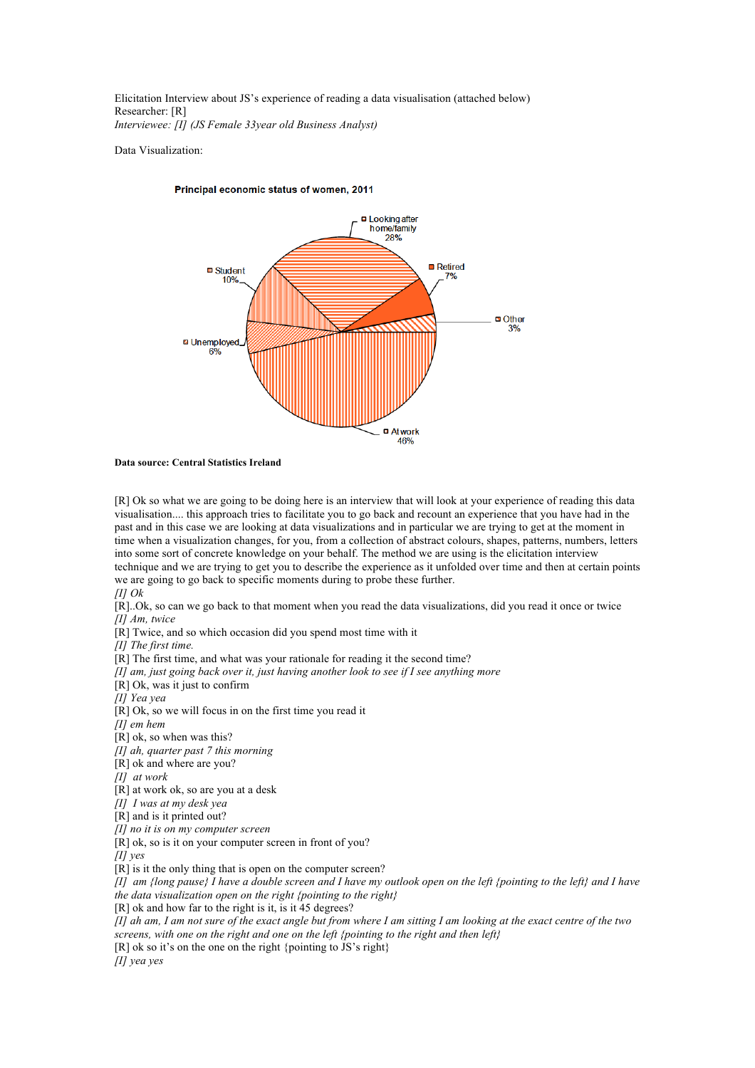Elicitation Interview about JS's experience of reading a data visualisation (attached below)
Researcher: [R]
*Interviewee: [I] (JS Female 33year old Business Analyst)*

Data Visualization:

**Principal economic status of women, 2011**

Looking after home/family 28%
Retired 7%
Other 3%
At work 46%
Unemployed 6%
Student 10%

**Data source: Central Statistics Ireland**

[R] Ok so what we are going to be doing here is an interview that will look at your experience of reading this data visualisation.... this approach tries to facilitate you to go back and recount an experience that you have had in the past and in this case we are looking at data visualizations and in particular we are trying to get at the moment in time when a visualization changes, for you, from a collection of abstract colours, shapes, patterns, numbers, letters into some sort of concrete knowledge on your behalf. The method we are using is the elicitation interview technique and we are trying to get you to describe the experience as it unfolded over time and then at certain points we are going to go back to specific moments during to probe these further.

*[I] Ok*

[R]..Ok, so can we go back to that moment when you read the data visualizations, did you read it once or twice

*[I] Am, twice*

[R] Twice, and so which occasion did you spend most time with it

*[I] The first time.*

[R] The first time, and what was your rationale for reading it the second time?

*[I] am, just going back over it, just having another look to see if I see anything more*

[R] Ok, was it just to confirm

*[I] Yea yea*

[R] Ok, so we will focus in on the first time you read it

*[I] em hem*

[R] ok, so when was this?

*[I] ah, quarter past 7 this morning*

[R] ok and where are you?

*[I] at work*

[R] at work ok, so are you at a desk

*[I] I was at my desk yea*

[R] and is it printed out?

*[I] no it is on my computer screen*

[R] ok, so is it on your computer screen in front of you?

*[I] yes*

[R] is it the only thing that is open on the computer screen?

*[I] am {long pause} I have a double screen and I have my outlook open on the left {pointing to the left} and I have the data visualization open on the right {pointing to the right}*

[R] ok and how far to the right is it, is it 45 degrees?

*[I] ah am, I am not sure of the exact angle but from where I am sitting I am looking at the exact centre of the two screens, with one on the right and one on the left {pointing to the right and then left}*

[R] ok so it's on the one on the right {pointing to JS's right}

*[I] yea yes*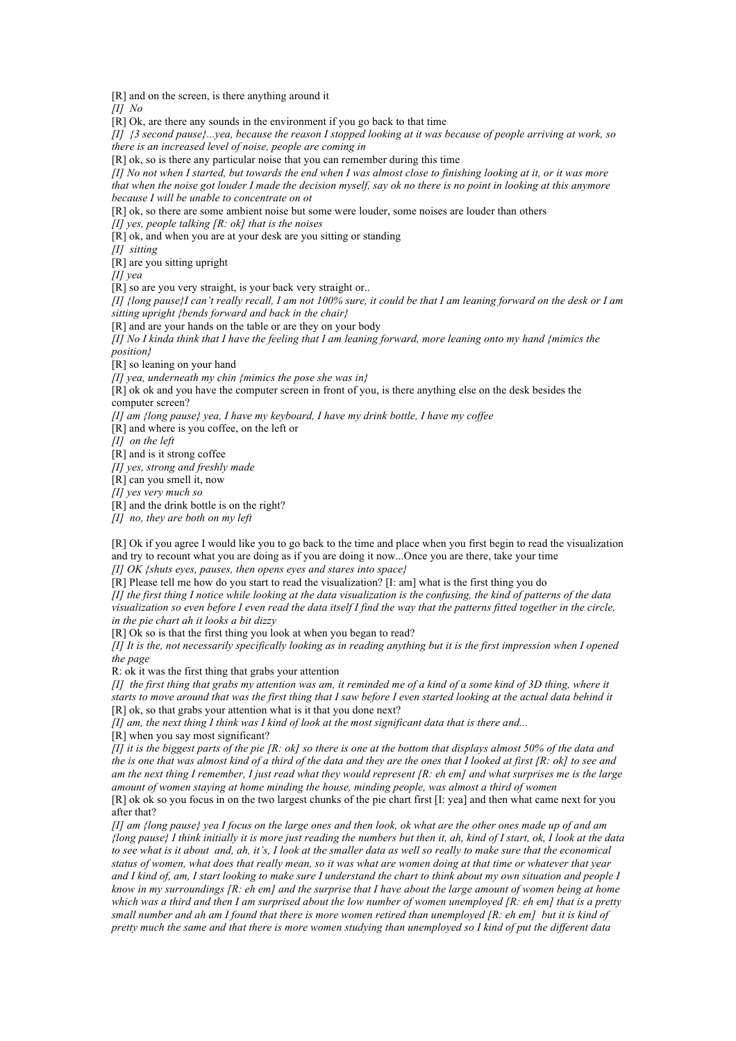[R] and on the screen, is there anything around it

*[I] No*

[R] Ok, are there any sounds in the environment if you go back to that time

*[I] {3 second pause}...yea, because the reason I stopped looking at it was because of people arriving at work, so there is an increased level of noise, people are coming in*

[R] ok, so is there any particular noise that you can remember during this time

*[I] No not when I started, but towards the end when I was almost close to finishing looking at it, or it was more that when the noise got louder I made the decision myself, say ok no there is no point in looking at this anymore because I will be unable to concentrate on ot*

[R] ok, so there are some ambient noise but some were louder, some noises are louder than others

*[I] yes, people talking [R: ok] that is the noises*

[R] ok, and when you are at your desk are you sitting or standing

*[I] sitting*

[R] are you sitting upright

*[I] yea*

[R] so are you very straight, is your back very straight or..

*[I] {long pause}I can't really recall, I am not 100% sure, it could be that I am leaning forward on the desk or I am sitting upright {bends forward and back in the chair}*

[R] and are your hands on the table or are they on your body

*[I] No I kinda think that I have the feeling that I am leaning forward, more leaning onto my hand {mimics the position}*

[R] so leaning on your hand

*[I] yea, underneath my chin {mimics the pose she was in}*

[R] ok ok and you have the computer screen in front of you, is there anything else on the desk besides the computer screen?

*[I] am {long pause} yea, I have my keyboard, I have my drink bottle, I have my coffee*

[R] and where is you coffee, on the left or

*[I] on the left*

[R] and is it strong coffee

*[I] yes, strong and freshly made*

[R] can you smell it, now

*[I] yes very much so*

[R] and the drink bottle is on the right?

*[I] no, they are both on my left*

[R] Ok if you agree I would like you to go back to the time and place when you first begin to read the visualization and try to recount what you are doing as if you are doing it now...Once you are there, take your time

*[I] OK {shuts eyes, pauses, then opens eyes and stares into space}*

[R] Please tell me how do you start to read the visualization? [I: am] what is the first thing you do

*[I] the first thing I notice while looking at the data visualization is the confusing, the kind of patterns of the data visualization so even before I even read the data itself I find the way that the patterns fitted together in the circle, in the pie chart ah it looks a bit dizzy*

[R] Ok so is that the first thing you look at when you began to read?

*[I] It is the, not necessarily specifically looking as in reading anything but it is the first impression when I opened the page*

R: ok it was the first thing that grabs your attention

*[I] the first thing that grabs my attention was am, it reminded me of a kind of a some kind of 3D thing, where it starts to move around that was the first thing that I saw before I even started looking at the actual data behind it*

[R] ok, so that grabs your attention what is it that you done next?

*[I] am, the next thing I think was I kind of look at the most significant data that is there and...*

[R] when you say most significant?

*[I] it is the biggest parts of the pie [R: ok] so there is one at the bottom that displays almost 50% of the data and the is one that was almost kind of a third of the data and they are the ones that I looked at first [R: ok] to see and am the next thing I remember, I just read what they would represent [R: eh em] and what surprises me is the large amount of women staying at home minding the house, minding people, was almost a third of women*

[R] ok ok so you focus in on the two largest chunks of the pie chart first [I: yea] and then what came next for you after that?

*[I] am {long pause} yea I focus on the large ones and then look, ok what are the other ones made up of and am {long pause} I think initially it is more just reading the numbers but then it, ah, kind of I start, ok, I look at the data to see what is it about and, ah, it's, I look at the smaller data as well so really to make sure that the economical status of women, what does that really mean, so it was what are women doing at that time or whatever that year and I kind of, am, I start looking to make sure I understand the chart to think about my own situation and people I know in my surroundings [R: eh em] and the surprise that I have about the large amount of women being at home which was a third and then I am surprised about the low number of women unemployed [R: eh em] that is a pretty small number and ah am I found that there is more women retired than unemployed [R: eh em] but it is kind of pretty much the same and that there is more women studying than unemployed so I kind of put the different data*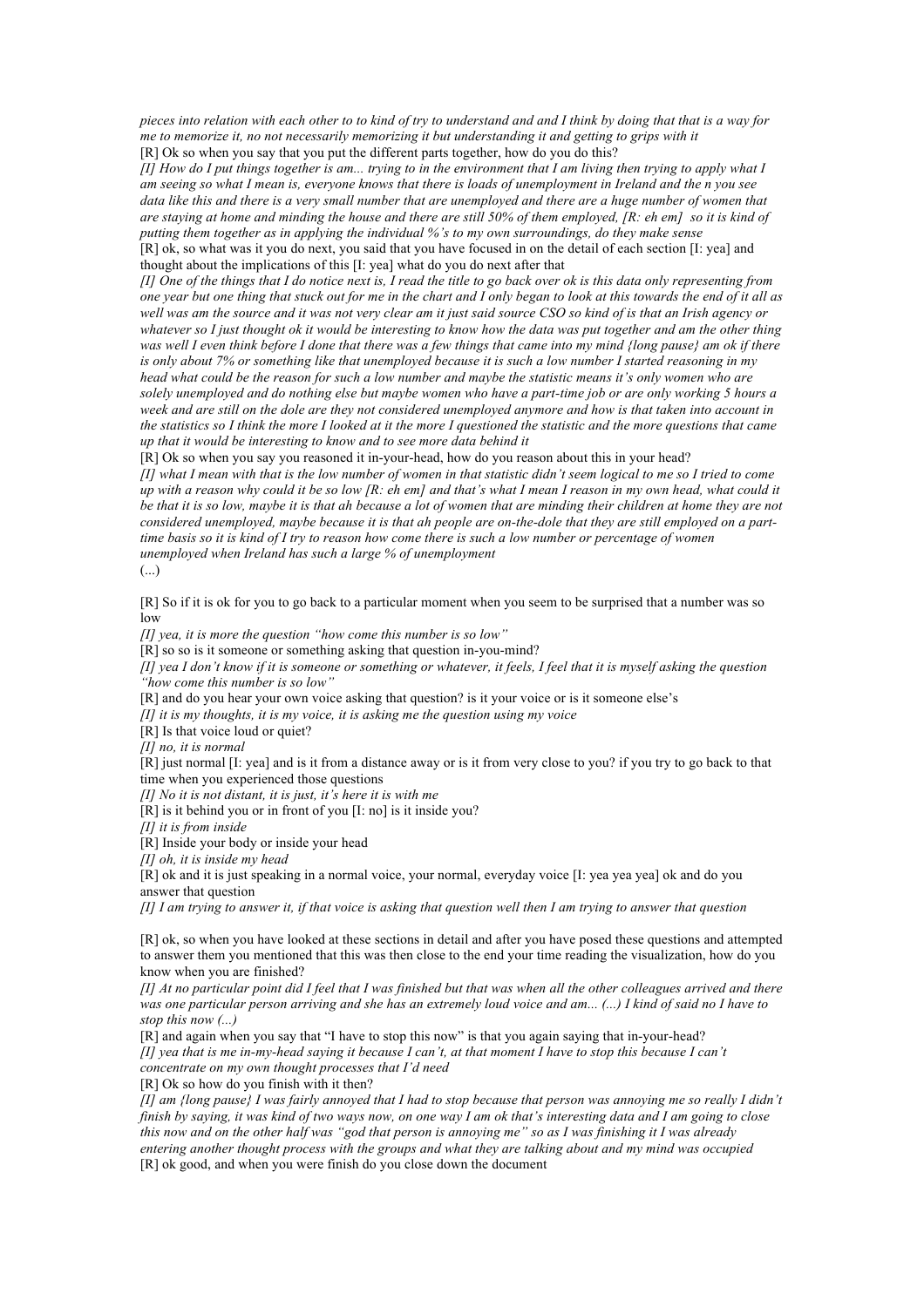*pieces into relation with each other to to kind of try to understand and and I think by doing that that is a way for me to memorize it, no not necessarily memorizing it but understanding it and getting to grips with it*

[R] Ok so when you say that you put the different parts together, how do you do this?

*[I] How do I put things together is am... trying to in the environment that I am living then trying to apply what I am seeing so what I mean is, everyone knows that there is loads of unemployment in Ireland and the n you see data like this and there is a very small number that are unemployed and there are a huge number of women that are staying at home and minding the house and there are still 50% of them employed, [R: eh em] so it is kind of putting them together as in applying the individual %'s to my own surroundings, do they make sense*

[R] ok, so what was it you do next, you said that you have focused in on the detail of each section [I: yea] and thought about the implications of this [I: yea] what do you do next after that

*[I] One of the things that I do notice next is, I read the title to go back over ok is this data only representing from one year but one thing that stuck out for me in the chart and I only began to look at this towards the end of it all as well was am the source and it was not very clear am it just said source CSO so kind of is that an Irish agency or whatever so I just thought ok it would be interesting to know how the data was put together and am the other thing was well I even think before I done that there was a few things that came into my mind {long pause} am ok if there is only about 7% or something like that unemployed because it is such a low number I started reasoning in my head what could be the reason for such a low number and maybe the statistic means it's only women who are solely unemployed and do nothing else but maybe women who have a part-time job or are only working 5 hours a week and are still on the dole are they not considered unemployed anymore and how is that taken into account in the statistics so I think the more I looked at it the more I questioned the statistic and the more questions that came up that it would be interesting to know and to see more data behind it*

[R] Ok so when you say you reasoned it in-your-head, how do you reason about this in your head?

*[I] what I mean with that is the low number of women in that statistic didn't seem logical to me so I tried to come up with a reason why could it be so low [R: eh em] and that's what I mean I reason in my own head, what could it be that it is so low, maybe it is that ah because a lot of women that are minding their children at home they are not considered unemployed, maybe because it is that ah people are on-the-dole that they are still employed on a part-time basis so it is kind of I try to reason how come there is such a low number or percentage of women unemployed when Ireland has such a large % of unemployment*

(...)

[R] So if it is ok for you to go back to a particular moment when you seem to be surprised that a number was so low

*[I] yea, it is more the question "how come this number is so low"*

[R] so so is it someone or something asking that question in-you-mind?

*[I] yea I don't know if it is someone or something or whatever, it feels, I feel that it is myself asking the question "how come this number is so low"*

[R] and do you hear your own voice asking that question? is it your voice or is it someone else's

*[I] it is my thoughts, it is my voice, it is asking me the question using my voice*

[R] Is that voice loud or quiet?

*[I] no, it is normal*

[R] just normal [I: yea] and is it from a distance away or is it from very close to you? if you try to go back to that time when you experienced those questions

*[I] No it is not distant, it is just, it's here it is with me*

[R] is it behind you or in front of you [I: no] is it inside you?

*[I] it is from inside*

[R] Inside your body or inside your head

*[I] oh, it is inside my head*

[R] ok and it is just speaking in a normal voice, your normal, everyday voice [I: yea yea yea] ok and do you answer that question

*[I] I am trying to answer it, if that voice is asking that question well then I am trying to answer that question*

[R] ok, so when you have looked at these sections in detail and after you have posed these questions and attempted to answer them you mentioned that this was then close to the end your time reading the visualization, how do you know when you are finished?

*[I] At no particular point did I feel that I was finished but that was when all the other colleagues arrived and there was one particular person arriving and she has an extremely loud voice and am... (...) I kind of said no I have to stop this now (...)*

[R] and again when you say that "I have to stop this now" is that you again saying that in-your-head?

*[I] yea that is me in-my-head saying it because I can't, at that moment I have to stop this because I can't concentrate on my own thought processes that I'd need*

[R] Ok so how do you finish with it then?

*[I] I am {long pause} I was fairly annoyed that I had to stop because that person was annoying me so really I didn't finish by saying, it was kind of two ways now, on one way I am ok that's interesting data and I am going to close this now and on the other half was "god that person is annoying me" so as I was finishing it I was already entering another thought process with the groups and what they are talking about and my mind was occupied*

[R] ok good, and when you were finish do you close down the document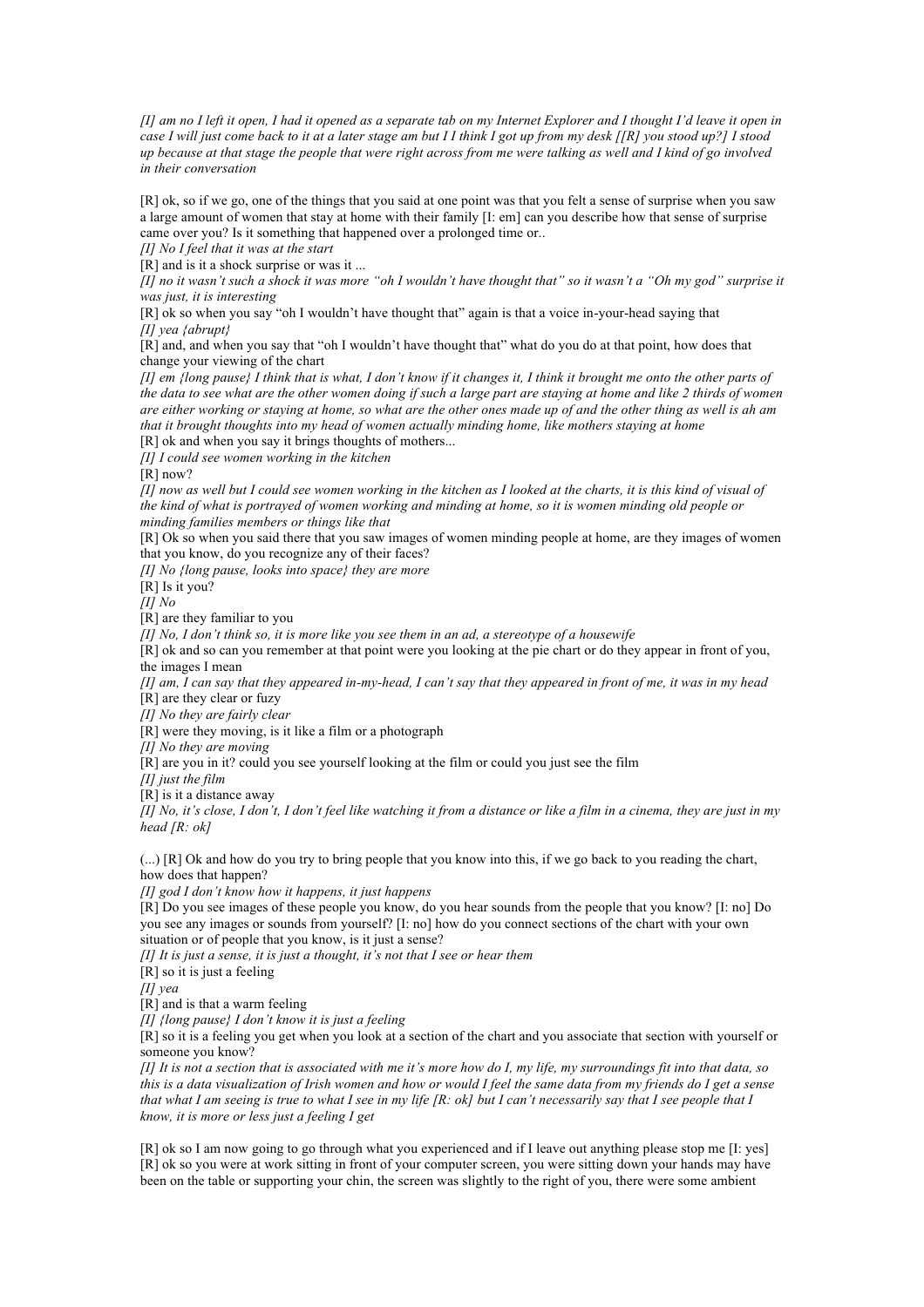*[I] am no I left it open, I had it opened as a separate tab on my Internet Explorer and I thought I'd leave it open in case I will just come back to it at a later stage am but I I think I got up from my desk [[R] you stood up?] I stood up because at that stage the people that were right across from me were talking as well and I kind of go involved in their conversation*

[R] ok, so if we go, one of the things that you said at one point was that you felt a sense of surprise when you saw a large amount of women that stay at home with their family [I: em] can you describe how that sense of surprise came over you? Is it something that happened over a prolonged time or..

*[I] No I feel that it was at the start*

[R] and is it a shock surprise or was it ...

*[I] no it wasn't such a shock it was more "oh I wouldn't have thought that" so it wasn't a "Oh my god" surprise it was just, it is interesting*

[R] ok so when you say "oh I wouldn't have thought that" again is that a voice in-your-head saying that

*[I] yea {abrupt}*

[R] and, and when you say that "oh I wouldn't have thought that" what do you do at that point, how does that change your viewing of the chart

*[I] em {long pause} I think that is what, I don't know if it changes it, I think it brought me onto the other parts of the data to see what are the other women doing if such a large part are staying at home and like 2 thirds of women are either working or staying at home, so what are the other ones made up of and the other thing as well is ah am that it brought thoughts into my head of women actually minding home, like mothers staying at home*

[R] ok and when you say it brings thoughts of mothers...

*[I] I could see women working in the kitchen*

[R] now?

*[I] now as well but I could see women working in the kitchen as I looked at the charts, it is this kind of visual of the kind of what is portrayed of women working and minding at home, so it is women minding old people or minding families members or things like that*

[R] Ok so when you said there that you saw images of women minding people at home, are they images of women that you know, do you recognize any of their faces?

*[I] No {long pause, looks into space} they are more*

[R] Is it you?

*[I] No*

[R] are they familiar to you

*[I] No, I don't think so, it is more like you see them in an ad, a stereotype of a housewife*

[R] ok and so can you remember at that point were you looking at the pie chart or do they appear in front of you, the images I mean

*[I] am, I can say that they appeared in-my-head, I can't say that they appeared in front of me, it was in my head*

[R] are they clear or fuzy

*[I] No they are fairly clear*

[R] were they moving, is it like a film or a photograph

*[I] No they are moving*

[R] are you in it? could you see yourself looking at the film or could you just see the film

*[I] just the film*

[R] is it a distance away

*[I] No, it's close, I don't, I don't feel like watching it from a distance or like a film in a cinema, they are just in my head [R: ok]*

(...) [R] Ok and how do you try to bring people that you know into this, if we go back to you reading the chart, how does that happen?

*[I] god I don't know how it happens, it just happens*

[R] Do you see images of these people you know, do you hear sounds from the people that you know? [I: no] Do you see any images or sounds from yourself? [I: no] how do you connect sections of the chart with your own situation or of people that you know, is it just a sense?

*[I] It is just a sense, it is just a thought, it's not that I see or hear them*

[R] so it is just a feeling

*[I] yea*

[R] and is that a warm feeling

*[I] {long pause} I don't know it is just a feeling*

[R] so it is a feeling you get when you look at a section of the chart and you associate that section with yourself or someone you know?

*[I] It is not a section that is associated with me it's more how do I, my life, my surroundings fit into that data, so this is a data visualization of Irish women and how or would I feel the same data from my friends do I get a sense that what I am seeing is true to what I see in my life [R: ok] but I can't necessarily say that I see people that I know, it is more or less just a feeling I get*

[R] ok so I am now going to go through what you experienced and if I leave out anything please stop me [I: yes]
[R] ok so you were at work sitting in front of your computer screen, you were sitting down your hands may have been on the table or supporting your chin, the screen was slightly to the right of you, there were some ambient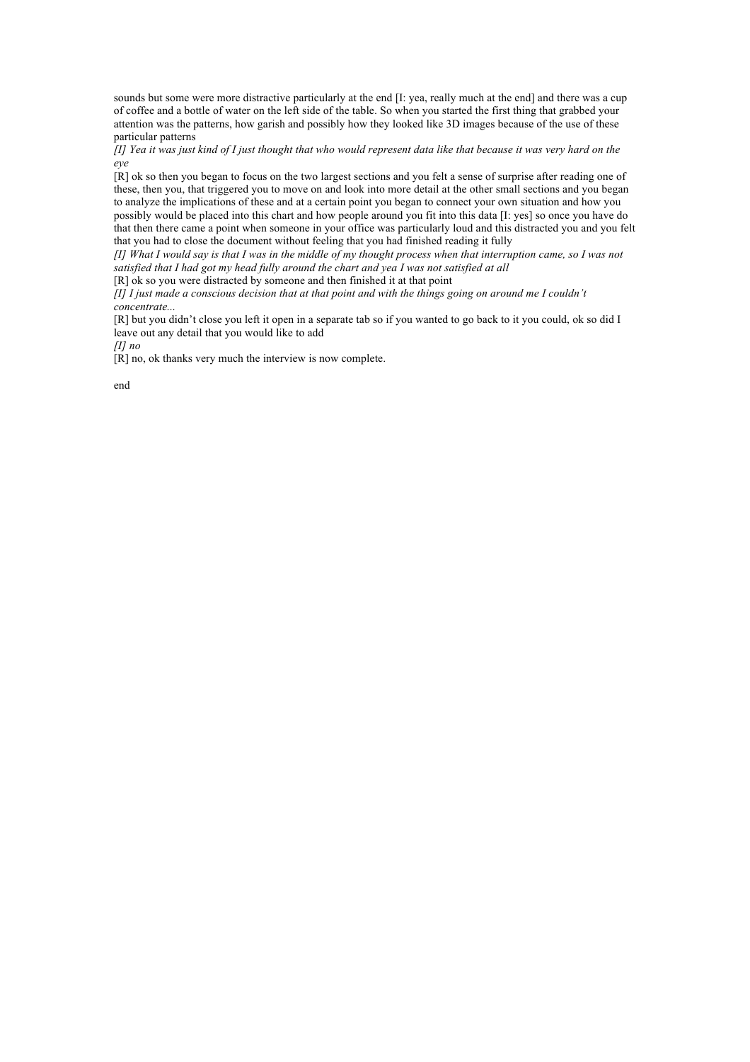sounds but some were more distractive particularly at the end [I: yea, really much at the end] and there was a cup of coffee and a bottle of water on the left side of the table. So when you started the first thing that grabbed your attention was the patterns, how garish and possibly how they looked like 3D images because of the use of these particular patterns

*[I] Yea it was just kind of I just thought that who would represent data like that because it was very hard on the eye*

[R] ok so then you began to focus on the two largest sections and you felt a sense of surprise after reading one of these, then you, that triggered you to move on and look into more detail at the other small sections and you began to analyze the implications of these and at a certain point you began to connect your own situation and how you possibly would be placed into this chart and how people around you fit into this data [I: yes] so once you have do that then there came a point when someone in your office was particularly loud and this distracted you and you felt that you had to close the document without feeling that you had finished reading it fully

*[I] What I would say is that I was in the middle of my thought process when that interruption came, so I was not satisfied that I had got my head fully around the chart and yea I was not satisfied at all*

[R] ok so you were distracted by someone and then finished it at that point

*[I] I just made a conscious decision that at that point and with the things going on around me I couldn't concentrate...*

[R] but you didn't close you left it open in a separate tab so if you wanted to go back to it you could, ok so did I leave out any detail that you would like to add

*[I] no*

[R] no, ok thanks very much the interview is now complete.

end